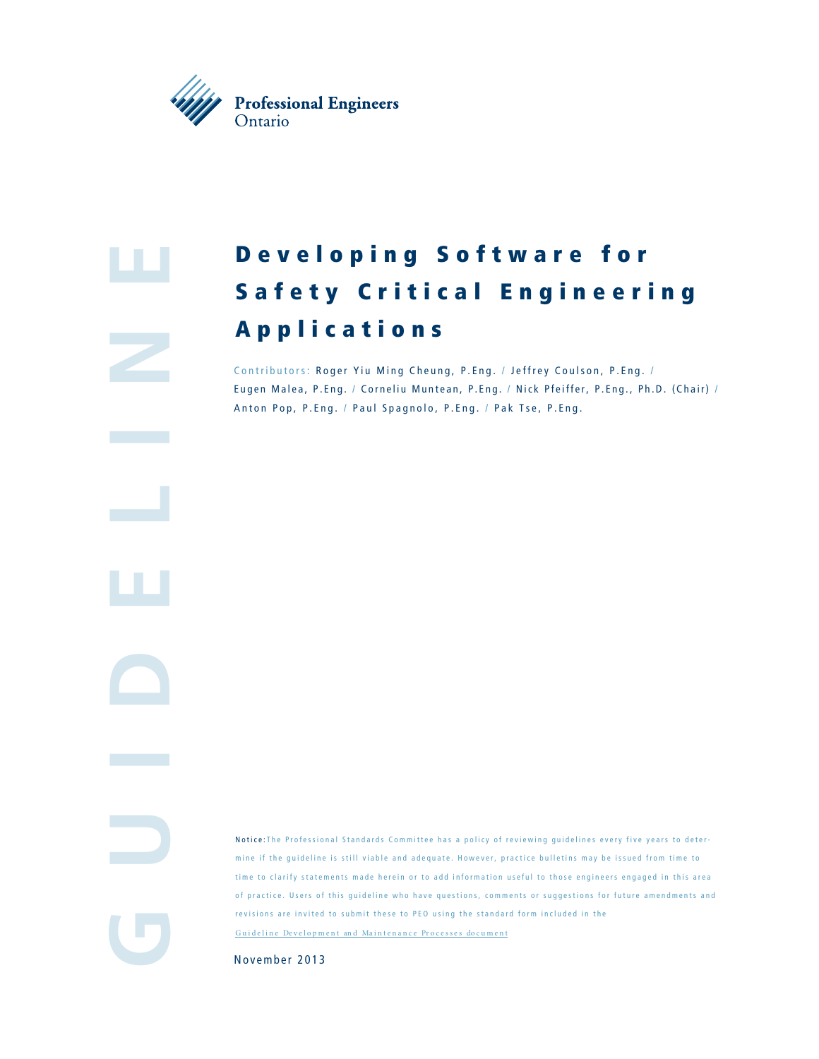Professional Engineers Ontario

GUIDELINE

# Developing Software for Safety Critical Engineering Applications

Contributors: Roger Yiu Ming Cheung, P.Eng. / Jeffrey Coulson, P.Eng. / Eugen Malea, P.Eng. / Corneliu Muntean, P.Eng. / Nick Pfeiffer, P.Eng., Ph.D. (Chair) / Anton Pop, P.Eng. / Paul Spagnolo, P.Eng. / Pak Tse, P.Eng.

**Notice:** The Professional Standards Committee has a policy of reviewing guidelines every five years to determine if the guideline is still viable and adequate. However, practice bulletins may be issued from time to time to clarify statements made herein or to add information useful to those engineers engaged in this area of practice. Users of this guideline who have questions, comments or suggestions for future amendments and revisions are invited to submit these to PEO using the standard form included in the Guideline Development and Maintenance Processes document

November 2013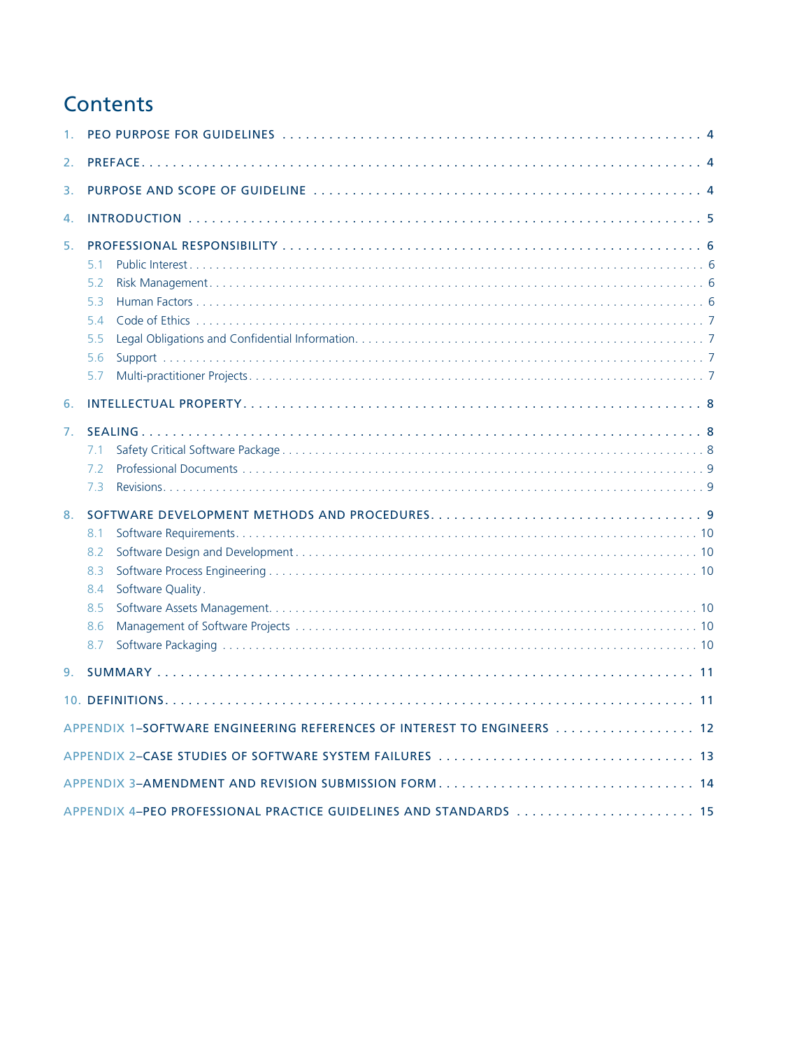# Contents

1. PEO PURPOSE FOR GUIDELINES . . . . . . . . . . 4
2. PREFACE . . . . . . . . . . 4
3. PURPOSE AND SCOPE OF GUIDELINE . . . . . . . . . . 4
4. INTRODUCTION . . . . . . . . . . 5
5. PROFESSIONAL RESPONSIBILITY . . . . . . . . . . 6
   - 5.1 Public Interest . . . . . . . . . . 6
   - 5.2 Risk Management . . . . . . . . . . 6
   - 5.3 Human Factors . . . . . . . . . . 6
   - 5.4 Code of Ethics . . . . . . . . . . 7
   - 5.5 Legal Obligations and Confidential Information . . . . . . . . . . 7
   - 5.6 Support . . . . . . . . . . 7
   - 5.7 Multi-practitioner Projects . . . . . . . . . . 7
6. INTELLECTUAL PROPERTY . . . . . . . . . . 8
7. SEALING . . . . . . . . . . 8
   - 7.1 Safety Critical Software Package . . . . . . . . . . 8
   - 7.2 Professional Documents . . . . . . . . . . 9
   - 7.3 Revisions . . . . . . . . . . 9
8. SOFTWARE DEVELOPMENT METHODS AND PROCEDURES . . . . . . . . . . 9
   - 8.1 Software Requirements . . . . . . . . . . 10
   - 8.2 Software Design and Development . . . . . . . . . . 10
   - 8.3 Software Process Engineering . . . . . . . . . . 10
   - 8.4 Software Quality .
   - 8.5 Software Assets Management . . . . . . . . . . 10
   - 8.6 Management of Software Projects . . . . . . . . . . 10
   - 8.7 Software Packaging . . . . . . . . . . 10
9. SUMMARY . . . . . . . . . . 11
10. DEFINITIONS . . . . . . . . . . 11

APPENDIX 1–SOFTWARE ENGINEERING REFERENCES OF INTEREST TO ENGINEERS . . . . . . . . . . 12

APPENDIX 2–CASE STUDIES OF SOFTWARE SYSTEM FAILURES . . . . . . . . . . 13

APPENDIX 3–AMENDMENT AND REVISION SUBMISSION FORM . . . . . . . . . . 14

APPENDIX 4–PEO PROFESSIONAL PRACTICE GUIDELINES AND STANDARDS . . . . . . . . . . 15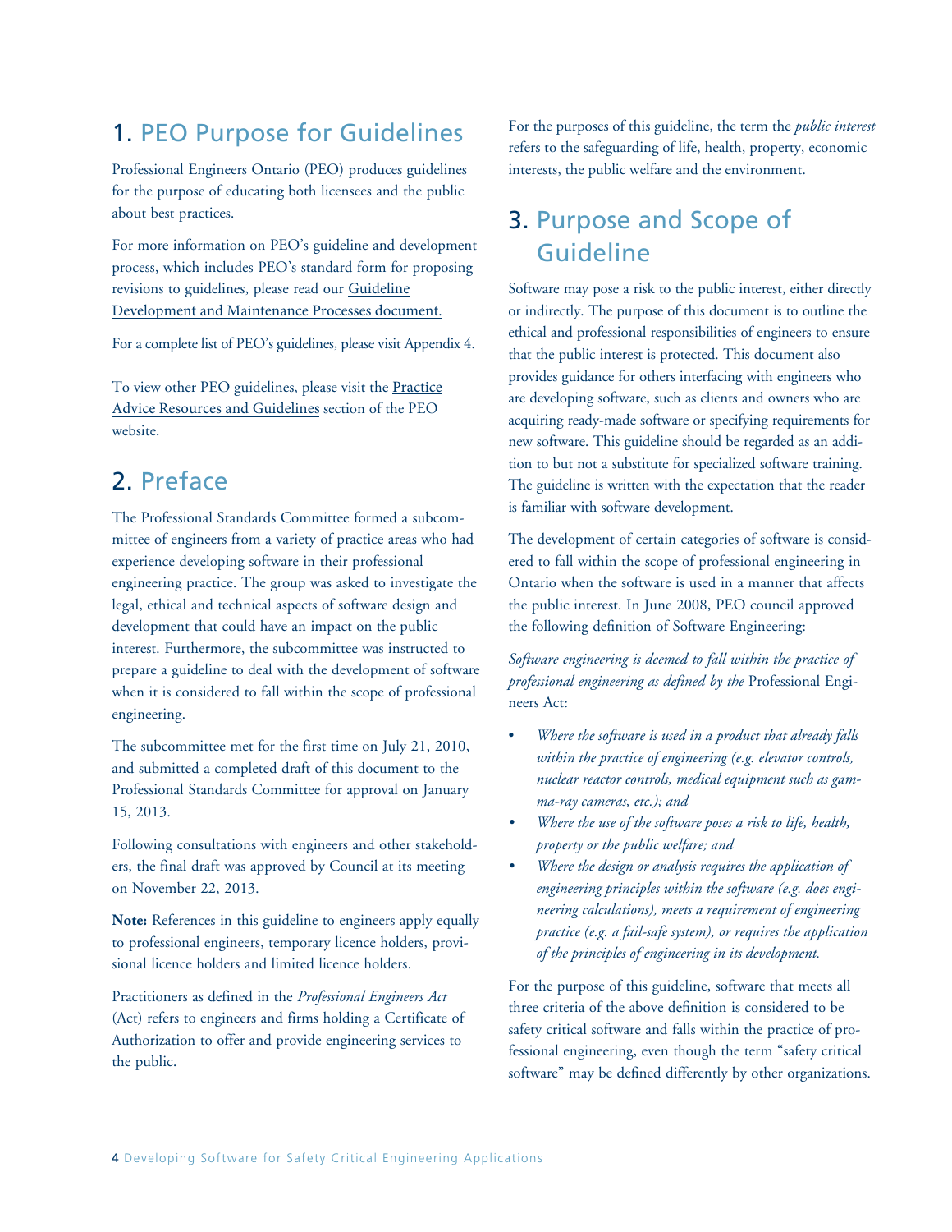# 1. PEO Purpose for Guidelines

Professional Engineers Ontario (PEO) produces guidelines for the purpose of educating both licensees and the public about best practices.

For more information on PEO's guideline and development process, which includes PEO's standard form for proposing revisions to guidelines, please read our Guideline Development and Maintenance Processes document.

For a complete list of PEO's guidelines, please visit Appendix 4.

To view other PEO guidelines, please visit the Practice Advice Resources and Guidelines section of the PEO website.

# 2. Preface

The Professional Standards Committee formed a subcommittee of engineers from a variety of practice areas who had experience developing software in their professional engineering practice. The group was asked to investigate the legal, ethical and technical aspects of software design and development that could have an impact on the public interest. Furthermore, the subcommittee was instructed to prepare a guideline to deal with the development of software when it is considered to fall within the scope of professional engineering.

The subcommittee met for the first time on July 21, 2010, and submitted a completed draft of this document to the Professional Standards Committee for approval on January 15, 2013.

Following consultations with engineers and other stakeholders, the final draft was approved by Council at its meeting on November 22, 2013.

**Note:** References in this guideline to engineers apply equally to professional engineers, temporary licence holders, provisional licence holders and limited licence holders.

Practitioners as defined in the *Professional Engineers Act* (Act) refers to engineers and firms holding a Certificate of Authorization to offer and provide engineering services to the public.

For the purposes of this guideline, the term the *public interest* refers to the safeguarding of life, health, property, economic interests, the public welfare and the environment.

# 3. Purpose and Scope of Guideline

Software may pose a risk to the public interest, either directly or indirectly. The purpose of this document is to outline the ethical and professional responsibilities of engineers to ensure that the public interest is protected. This document also provides guidance for others interfacing with engineers who are developing software, such as clients and owners who are acquiring ready-made software or specifying requirements for new software. This guideline should be regarded as an addition to but not a substitute for specialized software training. The guideline is written with the expectation that the reader is familiar with software development.

The development of certain categories of software is considered to fall within the scope of professional engineering in Ontario when the software is used in a manner that affects the public interest. In June 2008, PEO council approved the following definition of Software Engineering:

*Software engineering is deemed to fall within the practice of professional engineering as defined by the* Professional Engineers Act:

- *Where the software is used in a product that already falls within the practice of engineering (e.g. elevator controls, nuclear reactor controls, medical equipment such as gamma-ray cameras, etc.); and*
- *Where the use of the software poses a risk to life, health, property or the public welfare; and*
- *Where the design or analysis requires the application of engineering principles within the software (e.g. does engineering calculations), meets a requirement of engineering practice (e.g. a fail-safe system), or requires the application of the principles of engineering in its development.*

For the purpose of this guideline, software that meets all three criteria of the above definition is considered to be safety critical software and falls within the practice of professional engineering, even though the term "safety critical software" may be defined differently by other organizations.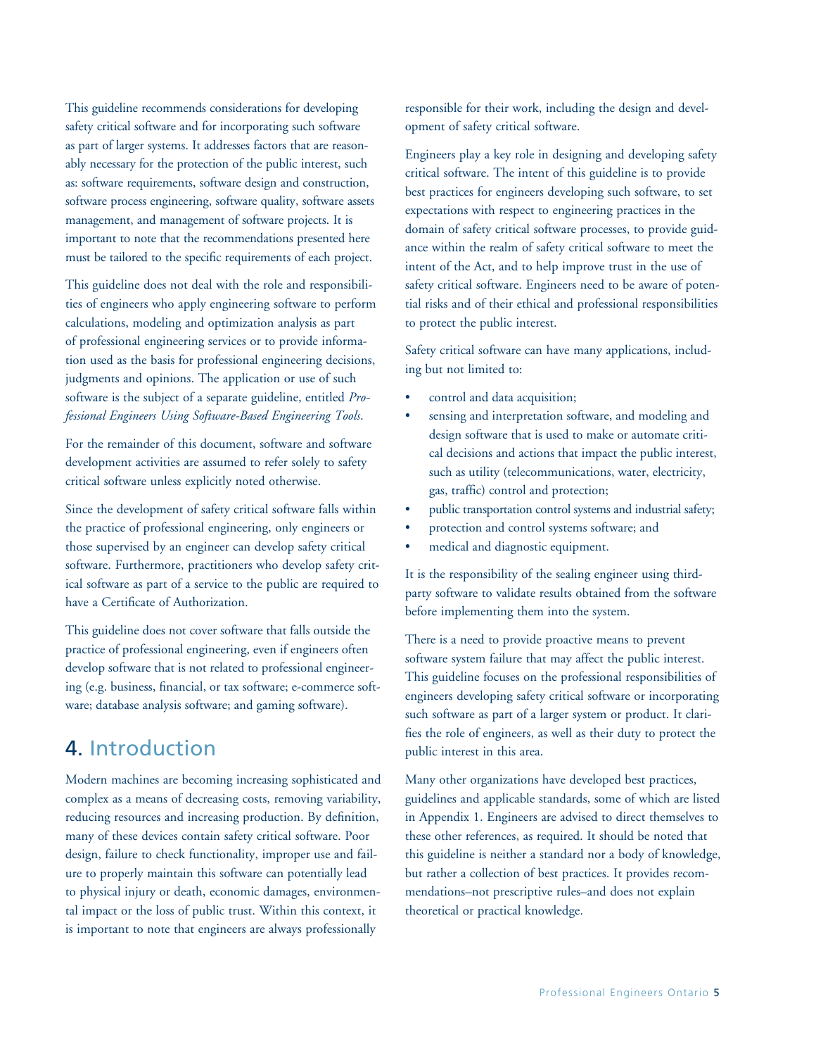This guideline recommends considerations for developing safety critical software and for incorporating such software as part of larger systems. It addresses factors that are reasonably necessary for the protection of the public interest, such as: software requirements, software design and construction, software process engineering, software quality, software assets management, and management of software projects. It is important to note that the recommendations presented here must be tailored to the specific requirements of each project.

This guideline does not deal with the role and responsibilities of engineers who apply engineering software to perform calculations, modeling and optimization analysis as part of professional engineering services or to provide information used as the basis for professional engineering decisions, judgments and opinions. The application or use of such software is the subject of a separate guideline, entitled *Professional Engineers Using Software-Based Engineering Tools*.

For the remainder of this document, software and software development activities are assumed to refer solely to safety critical software unless explicitly noted otherwise.

Since the development of safety critical software falls within the practice of professional engineering, only engineers or those supervised by an engineer can develop safety critical software. Furthermore, practitioners who develop safety critical software as part of a service to the public are required to have a Certificate of Authorization.

This guideline does not cover software that falls outside the practice of professional engineering, even if engineers often develop software that is not related to professional engineering (e.g. business, financial, or tax software; e-commerce software; database analysis software; and gaming software).

# 4. Introduction

Modern machines are becoming increasing sophisticated and complex as a means of decreasing costs, removing variability, reducing resources and increasing production. By definition, many of these devices contain safety critical software. Poor design, failure to check functionality, improper use and failure to properly maintain this software can potentially lead to physical injury or death, economic damages, environmental impact or the loss of public trust. Within this context, it is important to note that engineers are always professionally responsible for their work, including the design and development of safety critical software.

Engineers play a key role in designing and developing safety critical software. The intent of this guideline is to provide best practices for engineers developing such software, to set expectations with respect to engineering practices in the domain of safety critical software processes, to provide guidance within the realm of safety critical software to meet the intent of the Act, and to help improve trust in the use of safety critical software. Engineers need to be aware of potential risks and of their ethical and professional responsibilities to protect the public interest.

Safety critical software can have many applications, including but not limited to:

- control and data acquisition;
- sensing and interpretation software, and modeling and design software that is used to make or automate critical decisions and actions that impact the public interest, such as utility (telecommunications, water, electricity, gas, traffic) control and protection;
- public transportation control systems and industrial safety;
- protection and control systems software; and
- medical and diagnostic equipment.

It is the responsibility of the sealing engineer using third-party software to validate results obtained from the software before implementing them into the system.

There is a need to provide proactive means to prevent software system failure that may affect the public interest. This guideline focuses on the professional responsibilities of engineers developing safety critical software or incorporating such software as part of a larger system or product. It clarifies the role of engineers, as well as their duty to protect the public interest in this area.

Many other organizations have developed best practices, guidelines and applicable standards, some of which are listed in Appendix 1. Engineers are advised to direct themselves to these other references, as required. It should be noted that this guideline is neither a standard nor a body of knowledge, but rather a collection of best practices. It provides recommendations–not prescriptive rules–and does not explain theoretical or practical knowledge.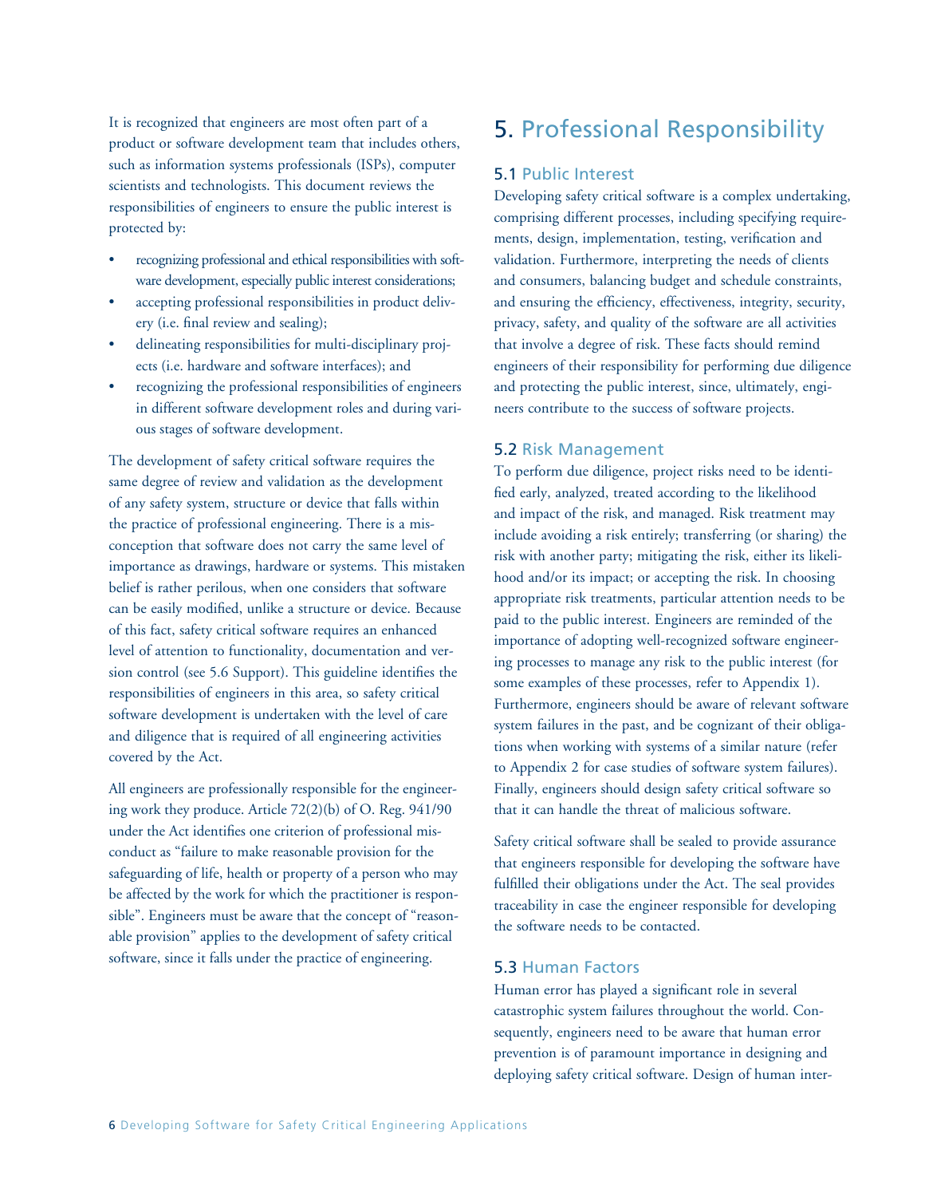It is recognized that engineers are most often part of a product or software development team that includes others, such as information systems professionals (ISPs), computer scientists and technologists. This document reviews the responsibilities of engineers to ensure the public interest is protected by:

- recognizing professional and ethical responsibilities with software development, especially public interest considerations;
- accepting professional responsibilities in product delivery (i.e. final review and sealing);
- delineating responsibilities for multi-disciplinary projects (i.e. hardware and software interfaces); and
- recognizing the professional responsibilities of engineers in different software development roles and during various stages of software development.

The development of safety critical software requires the same degree of review and validation as the development of any safety system, structure or device that falls within the practice of professional engineering. There is a misconception that software does not carry the same level of importance as drawings, hardware or systems. This mistaken belief is rather perilous, when one considers that software can be easily modified, unlike a structure or device. Because of this fact, safety critical software requires an enhanced level of attention to functionality, documentation and version control (see 5.6 Support). This guideline identifies the responsibilities of engineers in this area, so safety critical software development is undertaken with the level of care and diligence that is required of all engineering activities covered by the Act.

All engineers are professionally responsible for the engineering work they produce. Article 72(2)(b) of O. Reg. 941/90 under the Act identifies one criterion of professional misconduct as "failure to make reasonable provision for the safeguarding of life, health or property of a person who may be affected by the work for which the practitioner is responsible". Engineers must be aware that the concept of "reasonable provision" applies to the development of safety critical software, since it falls under the practice of engineering.

# 5. Professional Responsibility

## 5.1 Public Interest

Developing safety critical software is a complex undertaking, comprising different processes, including specifying requirements, design, implementation, testing, verification and validation. Furthermore, interpreting the needs of clients and consumers, balancing budget and schedule constraints, and ensuring the efficiency, effectiveness, integrity, security, privacy, safety, and quality of the software are all activities that involve a degree of risk. These facts should remind engineers of their responsibility for performing due diligence and protecting the public interest, since, ultimately, engineers contribute to the success of software projects.

## 5.2 Risk Management

To perform due diligence, project risks need to be identified early, analyzed, treated according to the likelihood and impact of the risk, and managed. Risk treatment may include avoiding a risk entirely; transferring (or sharing) the risk with another party; mitigating the risk, either its likelihood and/or its impact; or accepting the risk. In choosing appropriate risk treatments, particular attention needs to be paid to the public interest. Engineers are reminded of the importance of adopting well-recognized software engineering processes to manage any risk to the public interest (for some examples of these processes, refer to Appendix 1). Furthermore, engineers should be aware of relevant software system failures in the past, and be cognizant of their obligations when working with systems of a similar nature (refer to Appendix 2 for case studies of software system failures). Finally, engineers should design safety critical software so that it can handle the threat of malicious software.

Safety critical software shall be sealed to provide assurance that engineers responsible for developing the software have fulfilled their obligations under the Act. The seal provides traceability in case the engineer responsible for developing the software needs to be contacted.

## 5.3 Human Factors

Human error has played a significant role in several catastrophic system failures throughout the world. Consequently, engineers need to be aware that human error prevention is of paramount importance in designing and deploying safety critical software. Design of human inter-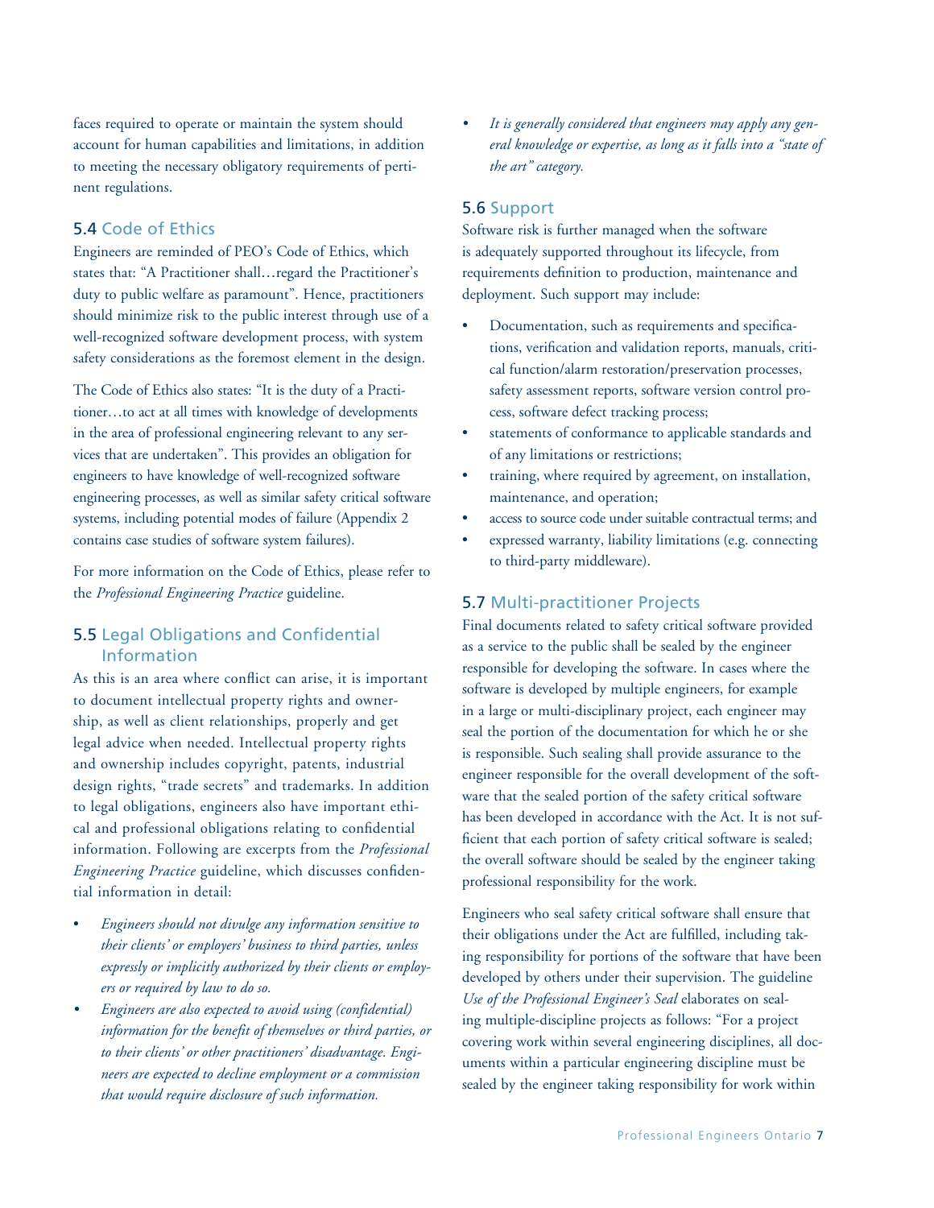faces required to operate or maintain the system should account for human capabilities and limitations, in addition to meeting the necessary obligatory requirements of pertinent regulations.

## 5.4 Code of Ethics

Engineers are reminded of PEO's Code of Ethics, which states that: "A Practitioner shall…regard the Practitioner's duty to public welfare as paramount". Hence, practitioners should minimize risk to the public interest through use of a well-recognized software development process, with system safety considerations as the foremost element in the design.

The Code of Ethics also states: "It is the duty of a Practitioner…to act at all times with knowledge of developments in the area of professional engineering relevant to any services that are undertaken". This provides an obligation for engineers to have knowledge of well-recognized software engineering processes, as well as similar safety critical software systems, including potential modes of failure (Appendix 2 contains case studies of software system failures).

For more information on the Code of Ethics, please refer to the *Professional Engineering Practice* guideline.

## 5.5 Legal Obligations and Confidential Information

As this is an area where conflict can arise, it is important to document intellectual property rights and ownership, as well as client relationships, properly and get legal advice when needed. Intellectual property rights and ownership includes copyright, patents, industrial design rights, "trade secrets" and trademarks. In addition to legal obligations, engineers also have important ethical and professional obligations relating to confidential information. Following are excerpts from the *Professional Engineering Practice* guideline, which discusses confidential information in detail:

- *Engineers should not divulge any information sensitive to their clients' or employers' business to third parties, unless expressly or implicitly authorized by their clients or employers or required by law to do so.*
- *Engineers are also expected to avoid using (confidential) information for the benefit of themselves or third parties, or to their clients' or other practitioners' disadvantage. Engineers are expected to decline employment or a commission that would require disclosure of such information.*
- *It is generally considered that engineers may apply any general knowledge or expertise, as long as it falls into a "state of the art" category.*

## 5.6 Support

Software risk is further managed when the software is adequately supported throughout its lifecycle, from requirements definition to production, maintenance and deployment. Such support may include:

- Documentation, such as requirements and specifications, verification and validation reports, manuals, critical function/alarm restoration/preservation processes, safety assessment reports, software version control process, software defect tracking process;
- statements of conformance to applicable standards and of any limitations or restrictions;
- training, where required by agreement, on installation, maintenance, and operation;
- access to source code under suitable contractual terms; and
- expressed warranty, liability limitations (e.g. connecting to third-party middleware).

## 5.7 Multi-practitioner Projects

Final documents related to safety critical software provided as a service to the public shall be sealed by the engineer responsible for developing the software. In cases where the software is developed by multiple engineers, for example in a large or multi-disciplinary project, each engineer may seal the portion of the documentation for which he or she is responsible. Such sealing shall provide assurance to the engineer responsible for the overall development of the software that the sealed portion of the safety critical software has been developed in accordance with the Act. It is not sufficient that each portion of safety critical software is sealed; the overall software should be sealed by the engineer taking professional responsibility for the work.

Engineers who seal safety critical software shall ensure that their obligations under the Act are fulfilled, including taking responsibility for portions of the software that have been developed by others under their supervision. The guideline *Use of the Professional Engineer's Seal* elaborates on sealing multiple-discipline projects as follows: "For a project covering work within several engineering disciplines, all documents within a particular engineering discipline must be sealed by the engineer taking responsibility for work within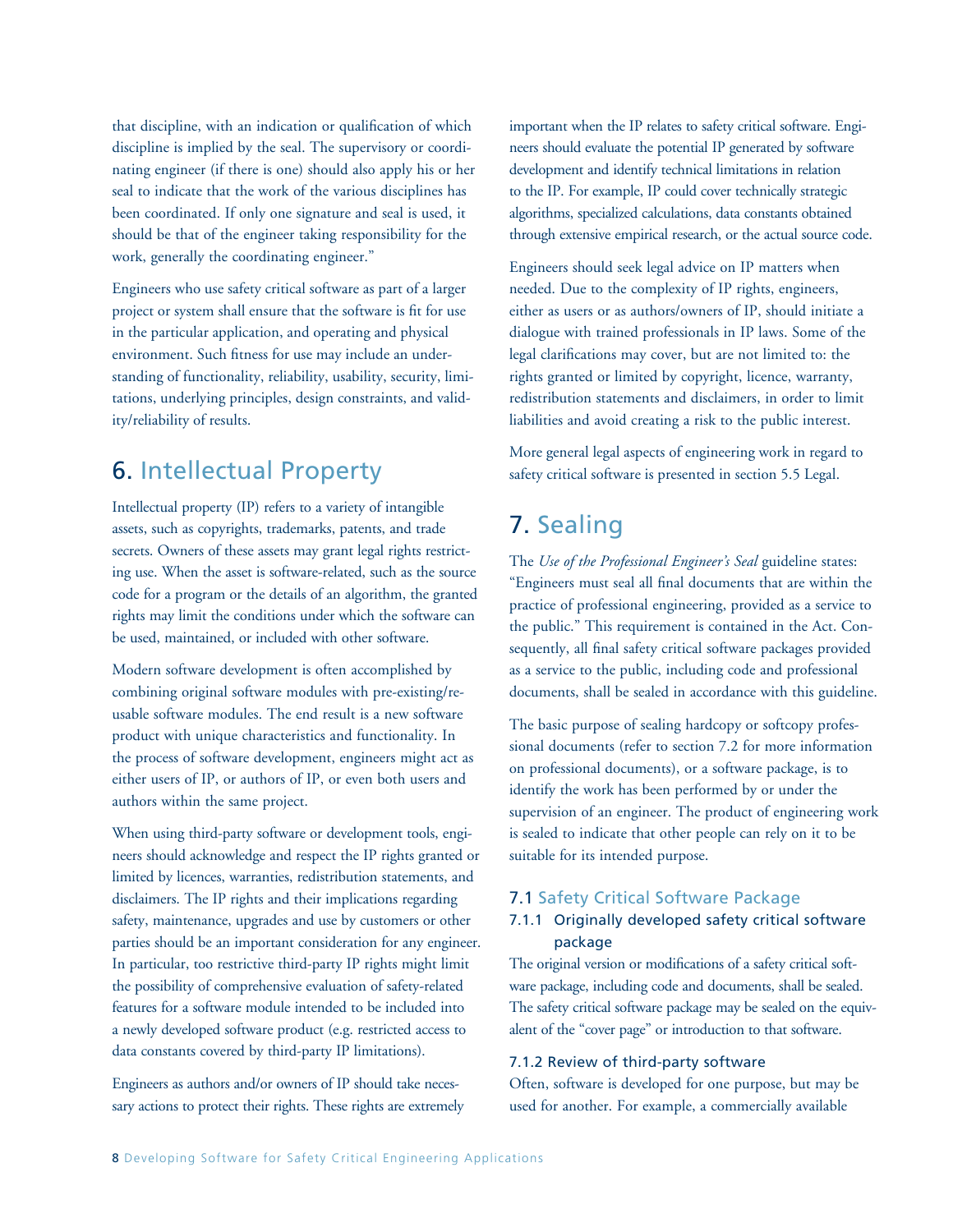that discipline, with an indication or qualification of which discipline is implied by the seal. The supervisory or coordinating engineer (if there is one) should also apply his or her seal to indicate that the work of the various disciplines has been coordinated. If only one signature and seal is used, it should be that of the engineer taking responsibility for the work, generally the coordinating engineer."

Engineers who use safety critical software as part of a larger project or system shall ensure that the software is fit for use in the particular application, and operating and physical environment. Such fitness for use may include an understanding of functionality, reliability, usability, security, limitations, underlying principles, design constraints, and validity/reliability of results.

## 6. Intellectual Property

Intellectual property (IP) refers to a variety of intangible assets, such as copyrights, trademarks, patents, and trade secrets. Owners of these assets may grant legal rights restricting use. When the asset is software-related, such as the source code for a program or the details of an algorithm, the granted rights may limit the conditions under which the software can be used, maintained, or included with other software.

Modern software development is often accomplished by combining original software modules with pre-existing/re-usable software modules. The end result is a new software product with unique characteristics and functionality. In the process of software development, engineers might act as either users of IP, or authors of IP, or even both users and authors within the same project.

When using third-party software or development tools, engineers should acknowledge and respect the IP rights granted or limited by licences, warranties, redistribution statements, and disclaimers. The IP rights and their implications regarding safety, maintenance, upgrades and use by customers or other parties should be an important consideration for any engineer. In particular, too restrictive third-party IP rights might limit the possibility of comprehensive evaluation of safety-related features for a software module intended to be included into a newly developed software product (e.g. restricted access to data constants covered by third-party IP limitations).

Engineers as authors and/or owners of IP should take necessary actions to protect their rights. These rights are extremely important when the IP relates to safety critical software. Engineers should evaluate the potential IP generated by software development and identify technical limitations in relation to the IP. For example, IP could cover technically strategic algorithms, specialized calculations, data constants obtained through extensive empirical research, or the actual source code.

Engineers should seek legal advice on IP matters when needed. Due to the complexity of IP rights, engineers, either as users or as authors/owners of IP, should initiate a dialogue with trained professionals in IP laws. Some of the legal clarifications may cover, but are not limited to: the rights granted or limited by copyright, licence, warranty, redistribution statements and disclaimers, in order to limit liabilities and avoid creating a risk to the public interest.

More general legal aspects of engineering work in regard to safety critical software is presented in section 5.5 Legal.

## 7. Sealing

The *Use of the Professional Engineer's Seal* guideline states: "Engineers must seal all final documents that are within the practice of professional engineering, provided as a service to the public." This requirement is contained in the Act. Consequently, all final safety critical software packages provided as a service to the public, including code and professional documents, shall be sealed in accordance with this guideline.

The basic purpose of sealing hardcopy or softcopy professional documents (refer to section 7.2 for more information on professional documents), or a software package, is to identify the work has been performed by or under the supervision of an engineer. The product of engineering work is sealed to indicate that other people can rely on it to be suitable for its intended purpose.

### 7.1 Safety Critical Software Package

#### 7.1.1 Originally developed safety critical software package

The original version or modifications of a safety critical software package, including code and documents, shall be sealed. The safety critical software package may be sealed on the equivalent of the "cover page" or introduction to that software.

#### 7.1.2 Review of third-party software

Often, software is developed for one purpose, but may be used for another. For example, a commercially available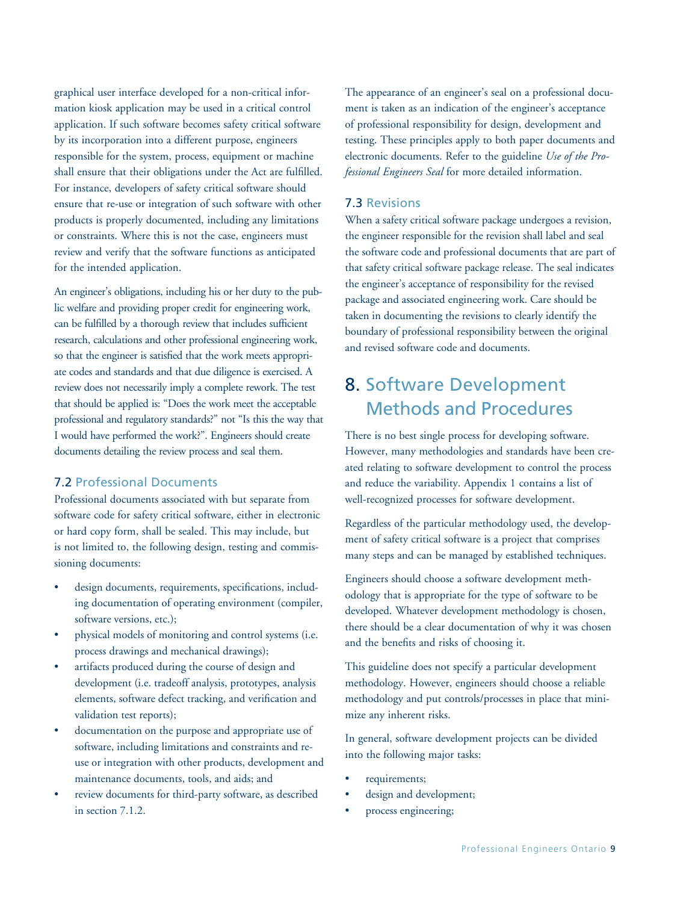graphical user interface developed for a non-critical information kiosk application may be used in a critical control application. If such software becomes safety critical software by its incorporation into a different purpose, engineers responsible for the system, process, equipment or machine shall ensure that their obligations under the Act are fulfilled. For instance, developers of safety critical software should ensure that re-use or integration of such software with other products is properly documented, including any limitations or constraints. Where this is not the case, engineers must review and verify that the software functions as anticipated for the intended application.

An engineer's obligations, including his or her duty to the public welfare and providing proper credit for engineering work, can be fulfilled by a thorough review that includes sufficient research, calculations and other professional engineering work, so that the engineer is satisfied that the work meets appropriate codes and standards and that due diligence is exercised. A review does not necessarily imply a complete rework. The test that should be applied is: "Does the work meet the acceptable professional and regulatory standards?" not "Is this the way that I would have performed the work?". Engineers should create documents detailing the review process and seal them.

### 7.2 Professional Documents

Professional documents associated with but separate from software code for safety critical software, either in electronic or hard copy form, shall be sealed. This may include, but is not limited to, the following design, testing and commissioning documents:

- design documents, requirements, specifications, including documentation of operating environment (compiler, software versions, etc.);
- physical models of monitoring and control systems (i.e. process drawings and mechanical drawings);
- artifacts produced during the course of design and development (i.e. tradeoff analysis, prototypes, analysis elements, software defect tracking, and verification and validation test reports);
- documentation on the purpose and appropriate use of software, including limitations and constraints and re-use or integration with other products, development and maintenance documents, tools, and aids; and
- review documents for third-party software, as described in section 7.1.2.

The appearance of an engineer's seal on a professional document is taken as an indication of the engineer's acceptance of professional responsibility for design, development and testing. These principles apply to both paper documents and electronic documents. Refer to the guideline *Use of the Professional Engineers Seal* for more detailed information.

### 7.3 Revisions

When a safety critical software package undergoes a revision, the engineer responsible for the revision shall label and seal the software code and professional documents that are part of that safety critical software package release. The seal indicates the engineer's acceptance of responsibility for the revised package and associated engineering work. Care should be taken in documenting the revisions to clearly identify the boundary of professional responsibility between the original and revised software code and documents.

## 8. Software Development Methods and Procedures

There is no best single process for developing software. However, many methodologies and standards have been created relating to software development to control the process and reduce the variability. Appendix 1 contains a list of well-recognized processes for software development.

Regardless of the particular methodology used, the development of safety critical software is a project that comprises many steps and can be managed by established techniques.

Engineers should choose a software development methodology that is appropriate for the type of software to be developed. Whatever development methodology is chosen, there should be a clear documentation of why it was chosen and the benefits and risks of choosing it.

This guideline does not specify a particular development methodology. However, engineers should choose a reliable methodology and put controls/processes in place that minimize any inherent risks.

In general, software development projects can be divided into the following major tasks:

- requirements;
- design and development;
- process engineering;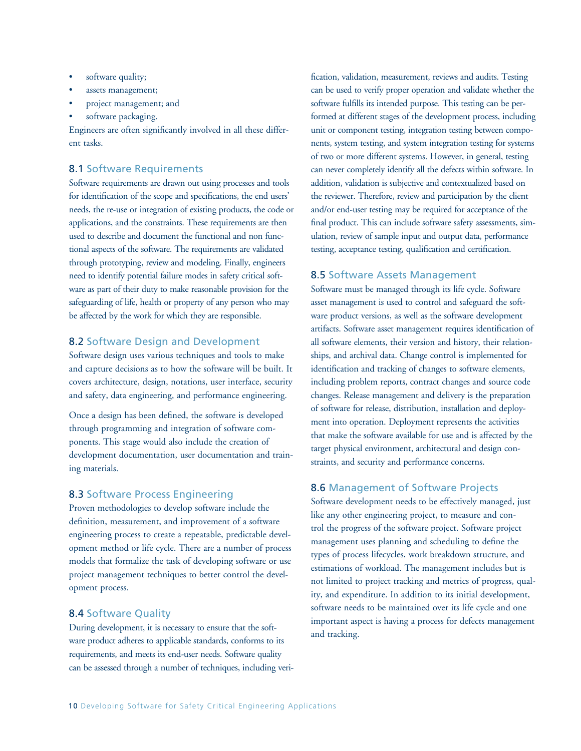- software quality;
- assets management;
- project management; and
- software packaging.

Engineers are often significantly involved in all these different tasks.

## 8.1 Software Requirements

Software requirements are drawn out using processes and tools for identification of the scope and specifications, the end users' needs, the re-use or integration of existing products, the code or applications, and the constraints. These requirements are then used to describe and document the functional and non functional aspects of the software. The requirements are validated through prototyping, review and modeling. Finally, engineers need to identify potential failure modes in safety critical software as part of their duty to make reasonable provision for the safeguarding of life, health or property of any person who may be affected by the work for which they are responsible.

## 8.2 Software Design and Development

Software design uses various techniques and tools to make and capture decisions as to how the software will be built. It covers architecture, design, notations, user interface, security and safety, data engineering, and performance engineering.

Once a design has been defined, the software is developed through programming and integration of software components. This stage would also include the creation of development documentation, user documentation and training materials.

## 8.3 Software Process Engineering

Proven methodologies to develop software include the definition, measurement, and improvement of a software engineering process to create a repeatable, predictable development method or life cycle. There are a number of process models that formalize the task of developing software or use project management techniques to better control the development process.

## 8.4 Software Quality

During development, it is necessary to ensure that the software product adheres to applicable standards, conforms to its requirements, and meets its end-user needs. Software quality can be assessed through a number of techniques, including verification, validation, measurement, reviews and audits. Testing can be used to verify proper operation and validate whether the software fulfills its intended purpose. This testing can be performed at different stages of the development process, including unit or component testing, integration testing between components, system testing, and system integration testing for systems of two or more different systems. However, in general, testing can never completely identify all the defects within software. In addition, validation is subjective and contextualized based on the reviewer. Therefore, review and participation by the client and/or end-user testing may be required for acceptance of the final product. This can include software safety assessments, simulation, review of sample input and output data, performance testing, acceptance testing, qualification and certification.

## 8.5 Software Assets Management

Software must be managed through its life cycle. Software asset management is used to control and safeguard the software product versions, as well as the software development artifacts. Software asset management requires identification of all software elements, their version and history, their relationships, and archival data. Change control is implemented for identification and tracking of changes to software elements, including problem reports, contract changes and source code changes. Release management and delivery is the preparation of software for release, distribution, installation and deployment into operation. Deployment represents the activities that make the software available for use and is affected by the target physical environment, architectural and design constraints, and security and performance concerns.

## 8.6 Management of Software Projects

Software development needs to be effectively managed, just like any other engineering project, to measure and control the progress of the software project. Software project management uses planning and scheduling to define the types of process lifecycles, work breakdown structure, and estimations of workload. The management includes but is not limited to project tracking and metrics of progress, quality, and expenditure. In addition to its initial development, software needs to be maintained over its life cycle and one important aspect is having a process for defects management and tracking.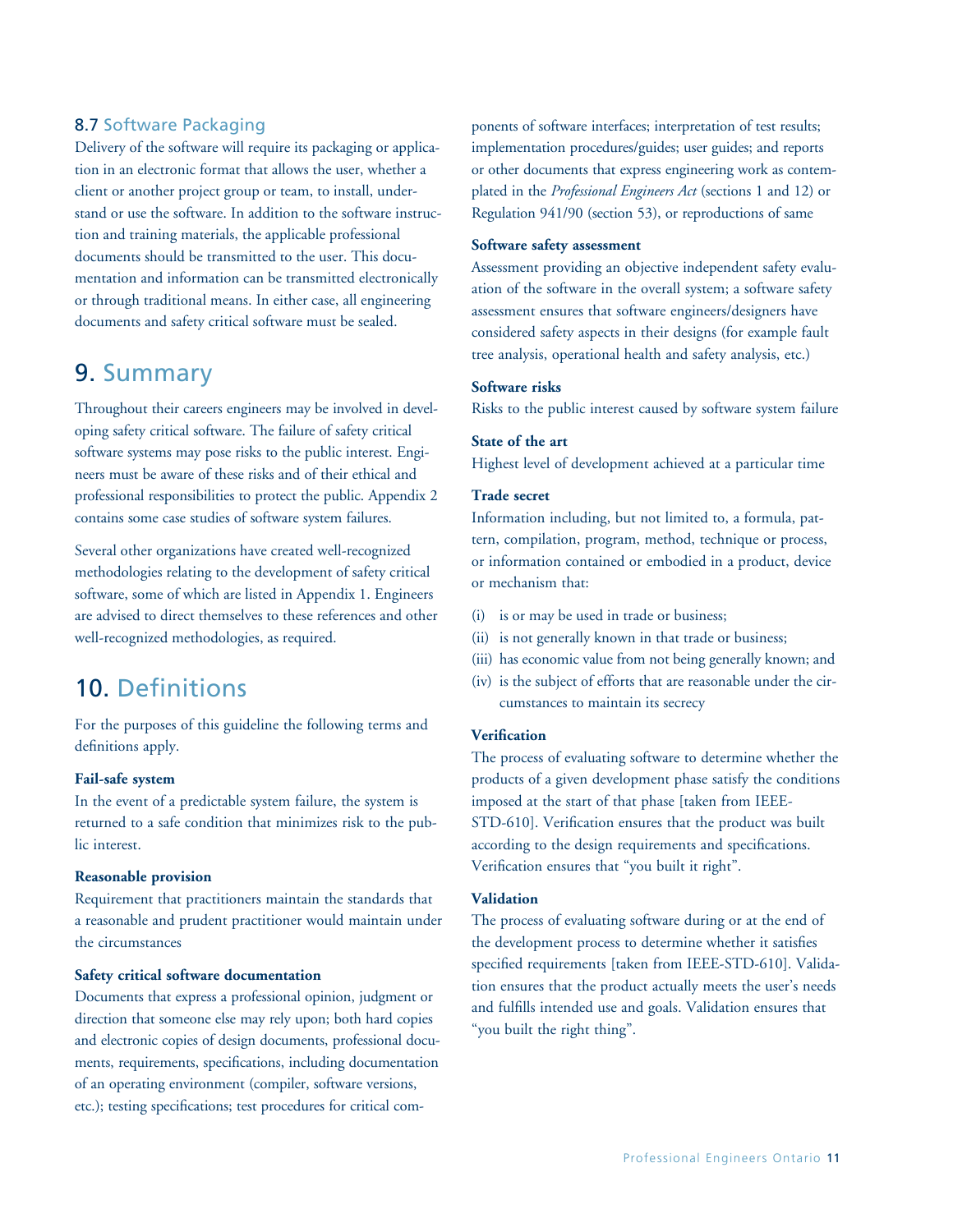### 8.7 Software Packaging

Delivery of the software will require its packaging or application in an electronic format that allows the user, whether a client or another project group or team, to install, understand or use the software. In addition to the software instruction and training materials, the applicable professional documents should be transmitted to the user. This documentation and information can be transmitted electronically or through traditional means. In either case, all engineering documents and safety critical software must be sealed.

## 9. Summary

Throughout their careers engineers may be involved in developing safety critical software. The failure of safety critical software systems may pose risks to the public interest. Engineers must be aware of these risks and of their ethical and professional responsibilities to protect the public. Appendix 2 contains some case studies of software system failures.

Several other organizations have created well-recognized methodologies relating to the development of safety critical software, some of which are listed in Appendix 1. Engineers are advised to direct themselves to these references and other well-recognized methodologies, as required.

## 10. Definitions

For the purposes of this guideline the following terms and definitions apply.

**Fail-safe system**
In the event of a predictable system failure, the system is returned to a safe condition that minimizes risk to the public interest.

**Reasonable provision**
Requirement that practitioners maintain the standards that a reasonable and prudent practitioner would maintain under the circumstances

**Safety critical software documentation**
Documents that express a professional opinion, judgment or direction that someone else may rely upon; both hard copies and electronic copies of design documents, professional documents, requirements, specifications, including documentation of an operating environment (compiler, software versions, etc.); testing specifications; test procedures for critical components of software interfaces; interpretation of test results; implementation procedures/guides; user guides; and reports or other documents that express engineering work as contemplated in the *Professional Engineers Act* (sections 1 and 12) or Regulation 941/90 (section 53), or reproductions of same

**Software safety assessment**
Assessment providing an objective independent safety evaluation of the software in the overall system; a software safety assessment ensures that software engineers/designers have considered safety aspects in their designs (for example fault tree analysis, operational health and safety analysis, etc.)

**Software risks**
Risks to the public interest caused by software system failure

**State of the art**
Highest level of development achieved at a particular time

**Trade secret**
Information including, but not limited to, a formula, pattern, compilation, program, method, technique or process, or information contained or embodied in a product, device or mechanism that:

(i) is or may be used in trade or business;
(ii) is not generally known in that trade or business;
(iii) has economic value from not being generally known; and
(iv) is the subject of efforts that are reasonable under the circumstances to maintain its secrecy

**Verification**
The process of evaluating software to determine whether the products of a given development phase satisfy the conditions imposed at the start of that phase [taken from IEEE-STD-610]. Verification ensures that the product was built according to the design requirements and specifications. Verification ensures that "you built it right".

**Validation**
The process of evaluating software during or at the end of the development process to determine whether it satisfies specified requirements [taken from IEEE-STD-610]. Validation ensures that the product actually meets the user's needs and fulfills intended use and goals. Validation ensures that "you built the right thing".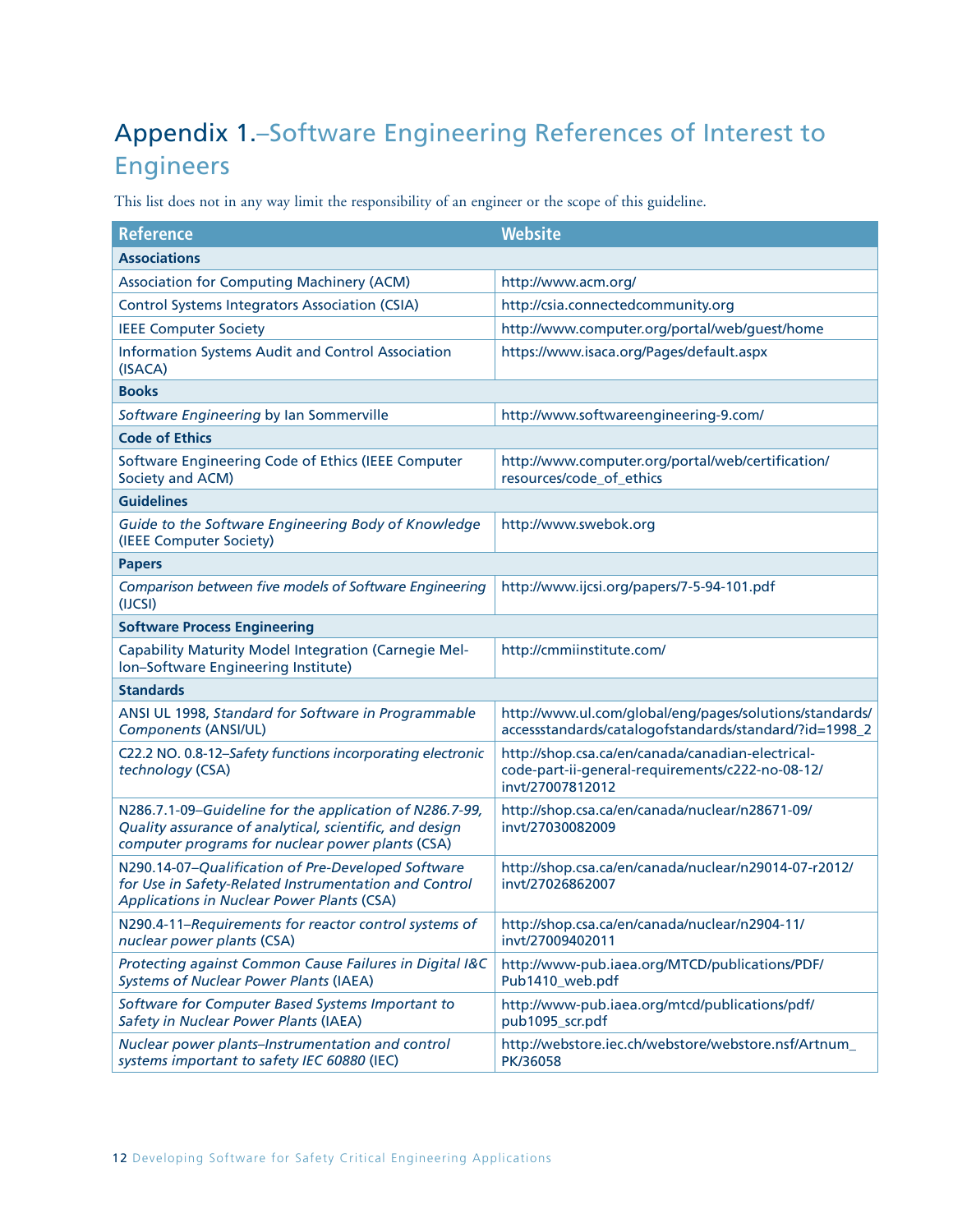# Appendix 1.–Software Engineering References of Interest to Engineers

This list does not in any way limit the responsibility of an engineer or the scope of this guideline.

| Reference | Website |
|---|---|
| **Associations** | |
| Association for Computing Machinery (ACM) | http://www.acm.org/ |
| Control Systems Integrators Association (CSIA) | http://csia.connectedcommunity.org |
| IEEE Computer Society | http://www.computer.org/portal/web/guest/home |
| Information Systems Audit and Control Association (ISACA) | https://www.isaca.org/Pages/default.aspx |
| **Books** | |
| *Software Engineering* by Ian Sommerville | http://www.softwareengineering-9.com/ |
| **Code of Ethics** | |
| Software Engineering Code of Ethics (IEEE Computer Society and ACM) | http://www.computer.org/portal/web/certification/resources/code_of_ethics |
| **Guidelines** | |
| *Guide to the Software Engineering Body of Knowledge* (IEEE Computer Society) | http://www.swebok.org |
| **Papers** | |
| *Comparison between five models of Software Engineering* (IJCSI) | http://www.ijcsi.org/papers/7-5-94-101.pdf |
| **Software Process Engineering** | |
| Capability Maturity Model Integration (Carnegie Mellon–Software Engineering Institute) | http://cmmiinstitute.com/ |
| **Standards** | |
| ANSI UL 1998, *Standard for Software in Programmable Components* (ANSI/UL) | http://www.ul.com/global/eng/pages/solutions/standards/accessstandards/catalogofstandards/standard/?id=1998_2 |
| C22.2 NO. 0.8-12–*Safety functions incorporating electronic technology* (CSA) | http://shop.csa.ca/en/canada/canadian-electrical-code-part-ii-general-requirements/c222-no-08-12/invt/27007812012 |
| N286.7.1-09–*Guideline for the application of N286.7-99, Quality assurance of analytical, scientific, and design computer programs for nuclear power plants* (CSA) | http://shop.csa.ca/en/canada/nuclear/n28671-09/invt/27030082009 |
| N290.14-07–*Qualification of Pre-Developed Software for Use in Safety-Related Instrumentation and Control Applications in Nuclear Power Plants* (CSA) | http://shop.csa.ca/en/canada/nuclear/n29014-07-r2012/invt/27026862007 |
| N290.4-11–*Requirements for reactor control systems of nuclear power plants* (CSA) | http://shop.csa.ca/en/canada/nuclear/n2904-11/invt/27009402011 |
| *Protecting against Common Cause Failures in Digital I&C Systems of Nuclear Power Plants* (IAEA) | http://www-pub.iaea.org/MTCD/publications/PDF/Pub1410_web.pdf |
| *Software for Computer Based Systems Important to Safety in Nuclear Power Plants* (IAEA) | http://www-pub.iaea.org/mtcd/publications/pdf/pub1095_scr.pdf |
| *Nuclear power plants–Instrumentation and control systems important to safety IEC 60880* (IEC) | http://webstore.iec.ch/webstore/webstore.nsf/Artnum_PK/36058 |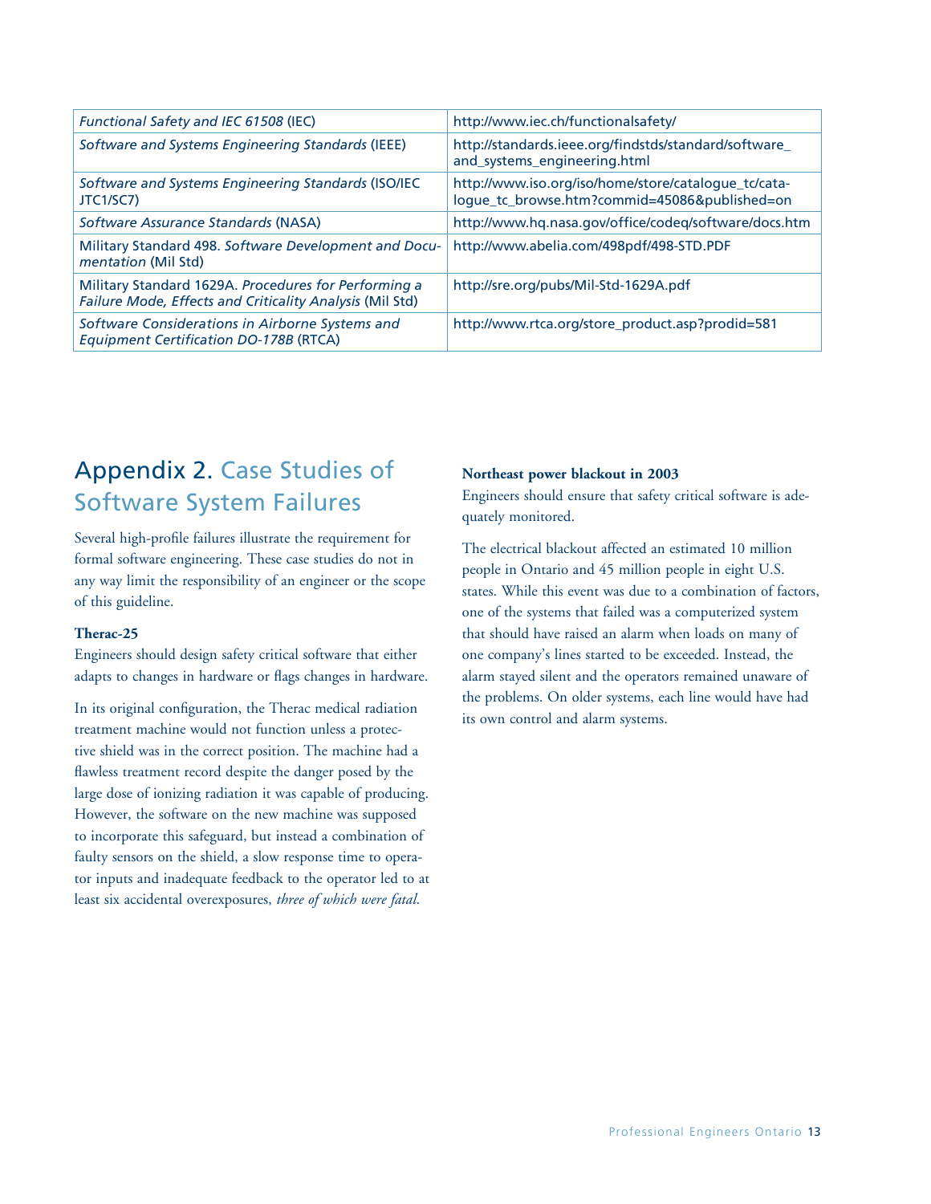| | |
|---|---|
| *Functional Safety and IEC 61508* (IEC) | http://www.iec.ch/functionalsafety/ |
| *Software and Systems Engineering Standards* (IEEE) | http://standards.ieee.org/findstds/standard/software_and_systems_engineering.html |
| *Software and Systems Engineering Standards* (ISO/IEC JTC1/SC7) | http://www.iso.org/iso/home/store/catalogue_tc/catalogue_tc_browse.htm?commid=45086&published=on |
| *Software Assurance Standards* (NASA) | http://www.hq.nasa.gov/office/codeq/software/docs.htm |
| Military Standard 498. *Software Development and Documentation* (Mil Std) | http://www.abelia.com/498pdf/498-STD.PDF |
| Military Standard 1629A. *Procedures for Performing a Failure Mode, Effects and Criticality Analysis* (Mil Std) | http://sre.org/pubs/Mil-Std-1629A.pdf |
| *Software Considerations in Airborne Systems and Equipment Certification DO-178B* (RTCA) | http://www.rtca.org/store_product.asp?prodid=581 |

# Appendix 2. Case Studies of Software System Failures

Several high-profile failures illustrate the requirement for formal software engineering. These case studies do not in any way limit the responsibility of an engineer or the scope of this guideline.

**Therac-25**

Engineers should design safety critical software that either adapts to changes in hardware or flags changes in hardware.

In its original configuration, the Therac medical radiation treatment machine would not function unless a protective shield was in the correct position. The machine had a flawless treatment record despite the danger posed by the large dose of ionizing radiation it was capable of producing. However, the software on the new machine was supposed to incorporate this safeguard, but instead a combination of faulty sensors on the shield, a slow response time to operator inputs and inadequate feedback to the operator led to at least six accidental overexposures, *three of which were fatal*.

**Northeast power blackout in 2003**

Engineers should ensure that safety critical software is adequately monitored.

The electrical blackout affected an estimated 10 million people in Ontario and 45 million people in eight U.S. states. While this event was due to a combination of factors, one of the systems that failed was a computerized system that should have raised an alarm when loads on many of one company's lines started to be exceeded. Instead, the alarm stayed silent and the operators remained unaware of the problems. On older systems, each line would have had its own control and alarm systems.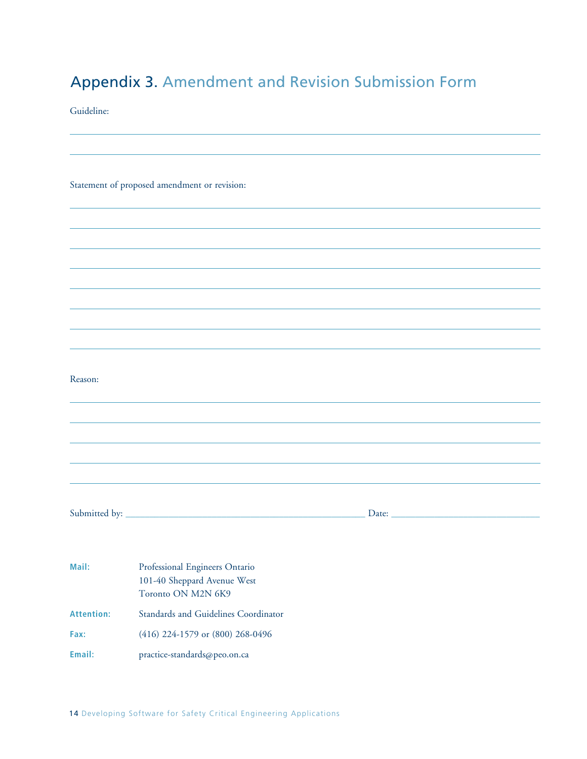# Appendix 3. Amendment and Revision Submission Form

Guideline:

\_\_\_\_\_\_\_\_\_\_\_\_\_\_\_\_\_\_\_\_\_\_\_\_\_\_\_\_\_\_\_\_\_\_\_\_\_\_\_\_\_\_\_\_\_\_\_\_\_\_\_\_\_\_\_\_\_\_\_\_\_\_\_\_\_\_\_\_\_\_\_\_

\_\_\_\_\_\_\_\_\_\_\_\_\_\_\_\_\_\_\_\_\_\_\_\_\_\_\_\_\_\_\_\_\_\_\_\_\_\_\_\_\_\_\_\_\_\_\_\_\_\_\_\_\_\_\_\_\_\_\_\_\_\_\_\_\_\_\_\_\_\_\_\_

Statement of proposed amendment or revision:

\_\_\_\_\_\_\_\_\_\_\_\_\_\_\_\_\_\_\_\_\_\_\_\_\_\_\_\_\_\_\_\_\_\_\_\_\_\_\_\_\_\_\_\_\_\_\_\_\_\_\_\_\_\_\_\_\_\_\_\_\_\_\_\_\_\_\_\_\_\_\_\_

\_\_\_\_\_\_\_\_\_\_\_\_\_\_\_\_\_\_\_\_\_\_\_\_\_\_\_\_\_\_\_\_\_\_\_\_\_\_\_\_\_\_\_\_\_\_\_\_\_\_\_\_\_\_\_\_\_\_\_\_\_\_\_\_\_\_\_\_\_\_\_\_

\_\_\_\_\_\_\_\_\_\_\_\_\_\_\_\_\_\_\_\_\_\_\_\_\_\_\_\_\_\_\_\_\_\_\_\_\_\_\_\_\_\_\_\_\_\_\_\_\_\_\_\_\_\_\_\_\_\_\_\_\_\_\_\_\_\_\_\_\_\_\_\_

\_\_\_\_\_\_\_\_\_\_\_\_\_\_\_\_\_\_\_\_\_\_\_\_\_\_\_\_\_\_\_\_\_\_\_\_\_\_\_\_\_\_\_\_\_\_\_\_\_\_\_\_\_\_\_\_\_\_\_\_\_\_\_\_\_\_\_\_\_\_\_\_

\_\_\_\_\_\_\_\_\_\_\_\_\_\_\_\_\_\_\_\_\_\_\_\_\_\_\_\_\_\_\_\_\_\_\_\_\_\_\_\_\_\_\_\_\_\_\_\_\_\_\_\_\_\_\_\_\_\_\_\_\_\_\_\_\_\_\_\_\_\_\_\_

\_\_\_\_\_\_\_\_\_\_\_\_\_\_\_\_\_\_\_\_\_\_\_\_\_\_\_\_\_\_\_\_\_\_\_\_\_\_\_\_\_\_\_\_\_\_\_\_\_\_\_\_\_\_\_\_\_\_\_\_\_\_\_\_\_\_\_\_\_\_\_\_

\_\_\_\_\_\_\_\_\_\_\_\_\_\_\_\_\_\_\_\_\_\_\_\_\_\_\_\_\_\_\_\_\_\_\_\_\_\_\_\_\_\_\_\_\_\_\_\_\_\_\_\_\_\_\_\_\_\_\_\_\_\_\_\_\_\_\_\_\_\_\_\_

\_\_\_\_\_\_\_\_\_\_\_\_\_\_\_\_\_\_\_\_\_\_\_\_\_\_\_\_\_\_\_\_\_\_\_\_\_\_\_\_\_\_\_\_\_\_\_\_\_\_\_\_\_\_\_\_\_\_\_\_\_\_\_\_\_\_\_\_\_\_\_\_

Reason:

\_\_\_\_\_\_\_\_\_\_\_\_\_\_\_\_\_\_\_\_\_\_\_\_\_\_\_\_\_\_\_\_\_\_\_\_\_\_\_\_\_\_\_\_\_\_\_\_\_\_\_\_\_\_\_\_\_\_\_\_\_\_\_\_\_\_\_\_\_\_\_\_

\_\_\_\_\_\_\_\_\_\_\_\_\_\_\_\_\_\_\_\_\_\_\_\_\_\_\_\_\_\_\_\_\_\_\_\_\_\_\_\_\_\_\_\_\_\_\_\_\_\_\_\_\_\_\_\_\_\_\_\_\_\_\_\_\_\_\_\_\_\_\_\_

\_\_\_\_\_\_\_\_\_\_\_\_\_\_\_\_\_\_\_\_\_\_\_\_\_\_\_\_\_\_\_\_\_\_\_\_\_\_\_\_\_\_\_\_\_\_\_\_\_\_\_\_\_\_\_\_\_\_\_\_\_\_\_\_\_\_\_\_\_\_\_\_

\_\_\_\_\_\_\_\_\_\_\_\_\_\_\_\_\_\_\_\_\_\_\_\_\_\_\_\_\_\_\_\_\_\_\_\_\_\_\_\_\_\_\_\_\_\_\_\_\_\_\_\_\_\_\_\_\_\_\_\_\_\_\_\_\_\_\_\_\_\_\_\_

\_\_\_\_\_\_\_\_\_\_\_\_\_\_\_\_\_\_\_\_\_\_\_\_\_\_\_\_\_\_\_\_\_\_\_\_\_\_\_\_\_\_\_\_\_\_\_\_\_\_\_\_\_\_\_\_\_\_\_\_\_\_\_\_\_\_\_\_\_\_\_\_

Submitted by: \_\_\_\_\_\_\_\_\_\_\_\_\_\_\_\_\_\_\_\_\_\_\_\_\_\_\_\_\_\_\_\_\_\_\_\_\_\_\_\_ Date: \_\_\_\_\_\_\_\_\_\_\_\_\_\_\_\_\_\_\_\_\_\_\_\_

**Mail:** Professional Engineers Ontario
101-40 Sheppard Avenue West
Toronto ON M2N 6K9

**Attention:** Standards and Guidelines Coordinator

**Fax:** (416) 224-1579 or (800) 268-0496

**Email:** practice-standards@peo.on.ca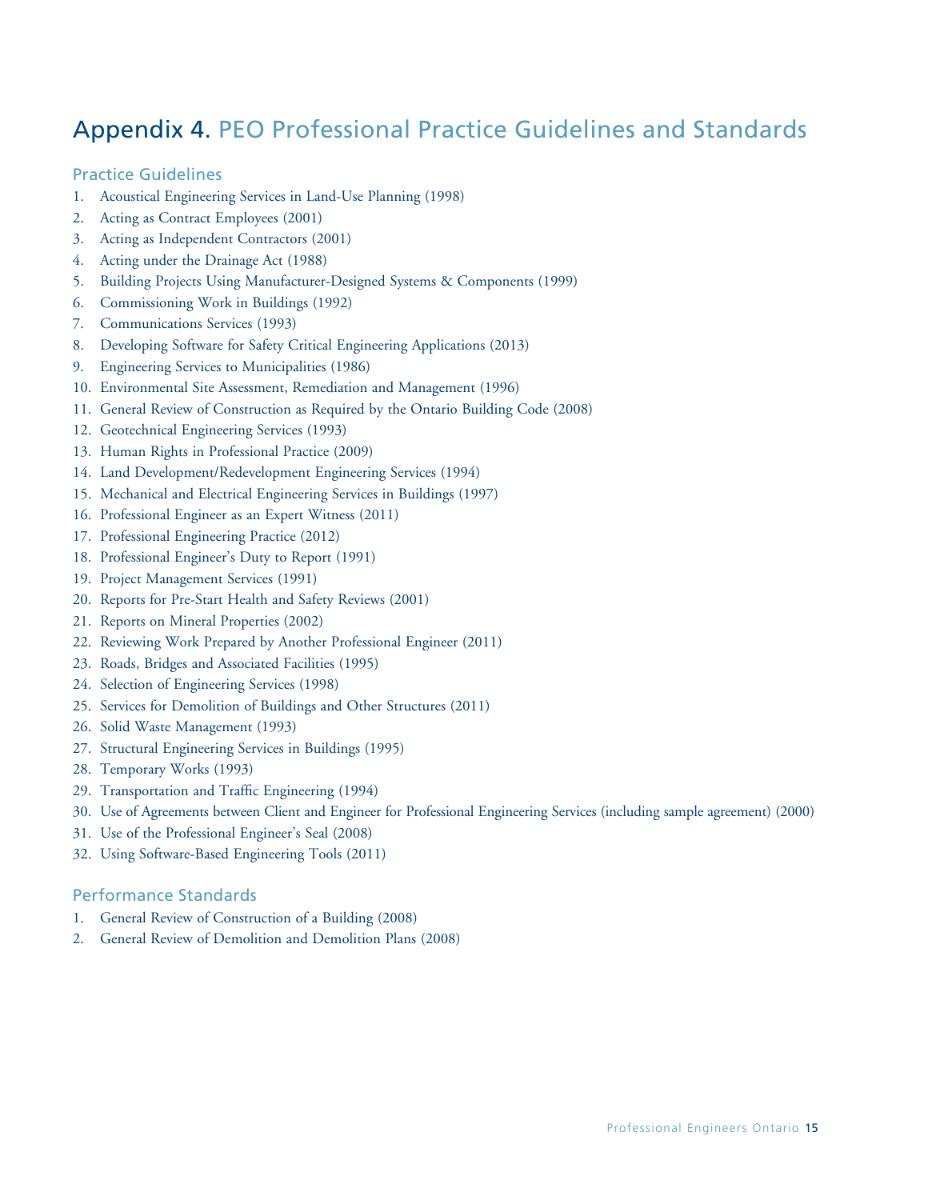# Appendix 4. PEO Professional Practice Guidelines and Standards

## Practice Guidelines

1. Acoustical Engineering Services in Land-Use Planning (1998)
2. Acting as Contract Employees (2001)
3. Acting as Independent Contractors (2001)
4. Acting under the Drainage Act (1988)
5. Building Projects Using Manufacturer-Designed Systems & Components (1999)
6. Commissioning Work in Buildings (1992)
7. Communications Services (1993)
8. Developing Software for Safety Critical Engineering Applications (2013)
9. Engineering Services to Municipalities (1986)
10. Environmental Site Assessment, Remediation and Management (1996)
11. General Review of Construction as Required by the Ontario Building Code (2008)
12. Geotechnical Engineering Services (1993)
13. Human Rights in Professional Practice (2009)
14. Land Development/Redevelopment Engineering Services (1994)
15. Mechanical and Electrical Engineering Services in Buildings (1997)
16. Professional Engineer as an Expert Witness (2011)
17. Professional Engineering Practice (2012)
18. Professional Engineer's Duty to Report (1991)
19. Project Management Services (1991)
20. Reports for Pre-Start Health and Safety Reviews (2001)
21. Reports on Mineral Properties (2002)
22. Reviewing Work Prepared by Another Professional Engineer (2011)
23. Roads, Bridges and Associated Facilities (1995)
24. Selection of Engineering Services (1998)
25. Services for Demolition of Buildings and Other Structures (2011)
26. Solid Waste Management (1993)
27. Structural Engineering Services in Buildings (1995)
28. Temporary Works (1993)
29. Transportation and Traffic Engineering (1994)
30. Use of Agreements between Client and Engineer for Professional Engineering Services (including sample agreement) (2000)
31. Use of the Professional Engineer's Seal (2008)
32. Using Software-Based Engineering Tools (2011)

## Performance Standards

1. General Review of Construction of a Building (2008)
2. General Review of Demolition and Demolition Plans (2008)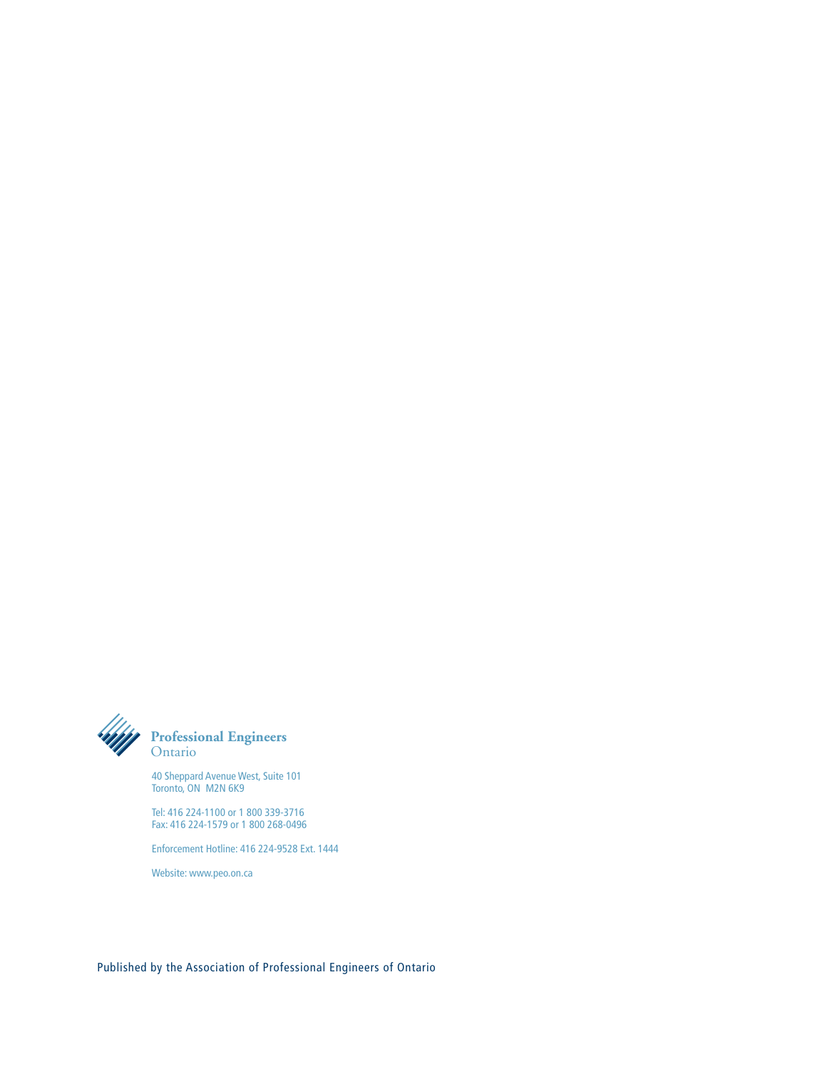**Professional Engineers**
Ontario

40 Sheppard Avenue West, Suite 101
Toronto, ON M2N 6K9

Tel: 416 224-1100 or 1 800 339-3716
Fax: 416 224-1579 or 1 800 268-0496

Enforcement Hotline: 416 224-9528 Ext. 1444

Website: www.peo.on.ca

Published by the Association of Professional Engineers of Ontario